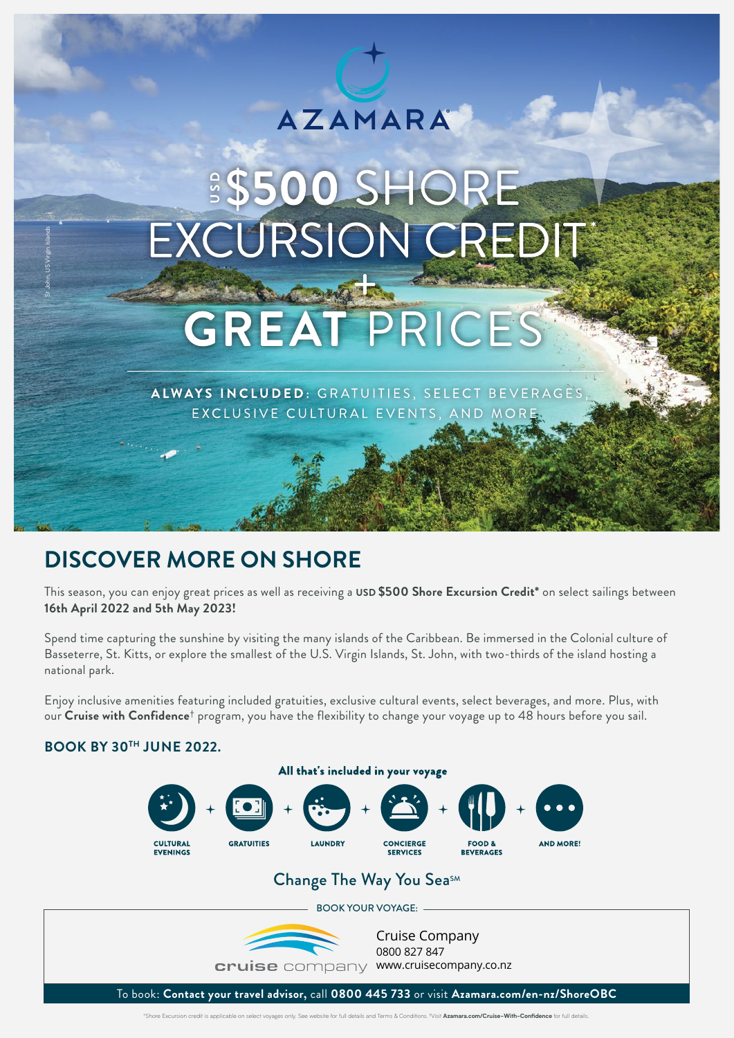AZAMARA

# USD $500 SHORE EXCURSION CREDIT*

# + GREAT PRICES

**ALWAYS INCLUDED**: GRATUITIES, SELECT BEVERAGES, EXCLUSIVE CULTURAL EVENTS, AND MORE

St John, US Virgin Islands

## DISCOVER MORE ON SHORE

This season, you can enjoy great prices as well as receiving a **USD $500 Shore Excursion Credit*** on select sailings between **16th April 2022 and 5th May 2023!**

Spend time capturing the sunshine by visiting the many islands of the Caribbean. Be immersed in the Colonial culture of Basseterre, St. Kitts, or explore the smallest of the U.S. Virgin Islands, St. John, with two-thirds of the island hosting a national park.

Enjoy inclusive amenities featuring included gratuities, exclusive cultural events, select beverages, and more. Plus, with our **Cruise with Confidence**† program, you have the flexibility to change your voyage up to 48 hours before you sail.

### BOOK BY 30TH JUNE 2022.

**All that's included in your voyage**

CULTURAL EVENINGS + GRATUITIES + LAUNDRY + CONCIERGE SERVICES + FOOD & BEVERAGES + AND MORE!

Change The Way You Sea℠

BOOK YOUR VOYAGE:

cruise company

Cruise Company
0800 827 847
www.cruisecompany.co.nz

To book: **Contact your travel advisor,** call **0800 445 733** or visit **Azamara.com/en-nz/ShoreOBC**

*Shore Excursion credit is applicable on select voyages only. See website for full details and Terms & Conditions. †Visit **Azamara.com/Cruise-With-Confidence** for full details.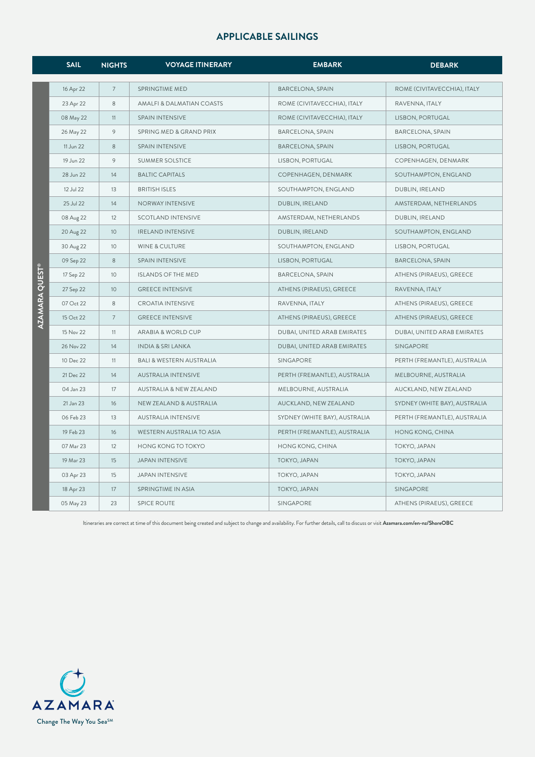## APPLICABLE SAILINGS

| | SAIL | NIGHTS | VOYAGE ITINERARY | EMBARK | DEBARK |
|---|---|---|---|---|---|
| AZAMARA QUEST® | 16 Apr 22 | 7 | SPRINGTIME MED | BARCELONA, SPAIN | ROME (CIVITAVECCHIA), ITALY |
| | 23 Apr 22 | 8 | AMALFI & DALMATIAN COASTS | ROME (CIVITAVECCHIA), ITALY | RAVENNA, ITALY |
| | 08 May 22 | 11 | SPAIN INTENSIVE | ROME (CIVITAVECCHIA), ITALY | LISBON, PORTUGAL |
| | 26 May 22 | 9 | SPRING MED & GRAND PRIX | BARCELONA, SPAIN | BARCELONA, SPAIN |
| | 11 Jun 22 | 8 | SPAIN INTENSIVE | BARCELONA, SPAIN | LISBON, PORTUGAL |
| | 19 Jun 22 | 9 | SUMMER SOLSTICE | LISBON, PORTUGAL | COPENHAGEN, DENMARK |
| | 28 Jun 22 | 14 | BALTIC CAPITALS | COPENHAGEN, DENMARK | SOUTHAMPTON, ENGLAND |
| | 12 Jul 22 | 13 | BRITISH ISLES | SOUTHAMPTON, ENGLAND | DUBLIN, IRELAND |
| | 25 Jul 22 | 14 | NORWAY INTENSIVE | DUBLIN, IRELAND | AMSTERDAM, NETHERLANDS |
| | 08 Aug 22 | 12 | SCOTLAND INTENSIVE | AMSTERDAM, NETHERLANDS | DUBLIN, IRELAND |
| | 20 Aug 22 | 10 | IRELAND INTENSIVE | DUBLIN, IRELAND | SOUTHAMPTON, ENGLAND |
| | 30 Aug 22 | 10 | WINE & CULTURE | SOUTHAMPTON, ENGLAND | LISBON, PORTUGAL |
| | 09 Sep 22 | 8 | SPAIN INTENSIVE | LISBON, PORTUGAL | BARCELONA, SPAIN |
| | 17 Sep 22 | 10 | ISLANDS OF THE MED | BARCELONA, SPAIN | ATHENS (PIRAEUS), GREECE |
| | 27 Sep 22 | 10 | GREECE INTENSIVE | ATHENS (PIRAEUS), GREECE | RAVENNA, ITALY |
| | 07 Oct 22 | 8 | CROATIA INTENSIVE | RAVENNA, ITALY | ATHENS (PIRAEUS), GREECE |
| | 15 Oct 22 | 7 | GREECE INTENSIVE | ATHENS (PIRAEUS), GREECE | ATHENS (PIRAEUS), GREECE |
| | 15 Nov 22 | 11 | ARABIA & WORLD CUP | DUBAI, UNITED ARAB EMIRATES | DUBAI, UNITED ARAB EMIRATES |
| | 26 Nov 22 | 14 | INDIA & SRI LANKA | DUBAI, UNITED ARAB EMIRATES | SINGAPORE |
| | 10 Dec 22 | 11 | BALI & WESTERN AUSTRALIA | SINGAPORE | PERTH (FREMANTLE), AUSTRALIA |
| | 21 Dec 22 | 14 | AUSTRALIA INTENSIVE | PERTH (FREMANTLE), AUSTRALIA | MELBOURNE, AUSTRALIA |
| | 04 Jan 23 | 17 | AUSTRALIA & NEW ZEALAND | MELBOURNE, AUSTRALIA | AUCKLAND, NEW ZEALAND |
| | 21 Jan 23 | 16 | NEW ZEALAND & AUSTRALIA | AUCKLAND, NEW ZEALAND | SYDNEY (WHITE BAY), AUSTRALIA |
| | 06 Feb 23 | 13 | AUSTRALIA INTENSIVE | SYDNEY (WHITE BAY), AUSTRALIA | PERTH (FREMANTLE), AUSTRALIA |
| | 19 Feb 23 | 16 | WESTERN AUSTRALIA TO ASIA | PERTH (FREMANTLE), AUSTRALIA | HONG KONG, CHINA |
| | 07 Mar 23 | 12 | HONG KONG TO TOKYO | HONG KONG, CHINA | TOKYO, JAPAN |
| | 19 Mar 23 | 15 | JAPAN INTENSIVE | TOKYO, JAPAN | TOKYO, JAPAN |
| | 03 Apr 23 | 15 | JAPAN INTENSIVE | TOKYO, JAPAN | TOKYO, JAPAN |
| | 18 Apr 23 | 17 | SPRINGTIME IN ASIA | TOKYO, JAPAN | SINGAPORE |
| | 05 May 23 | 23 | SPICE ROUTE | SINGAPORE | ATHENS (PIRAEUS), GREECE |

Itineraries are correct at time of this document being created and subject to change and availability. For further details, call to discuss or visit **Azamara.com/en-nz/ShoreOBC**

AZAMARA®
Change The Way You Sea℠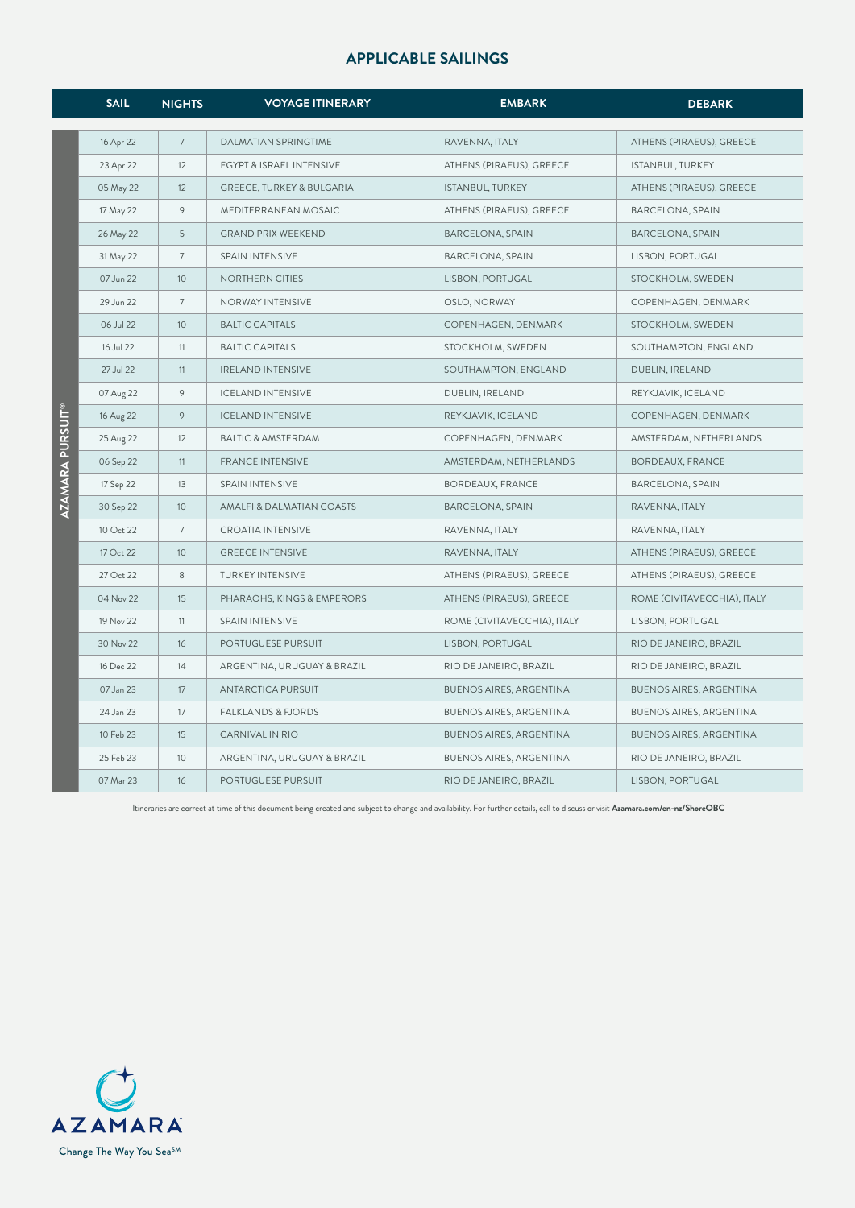## APPLICABLE SAILINGS

| | SAIL | NIGHTS | VOYAGE ITINERARY | EMBARK | DEBARK |
|---|---|---|---|---|---|
| AZAMARA PURSUIT® | 16 Apr 22 | 7 | DALMATIAN SPRINGTIME | RAVENNA, ITALY | ATHENS (PIRAEUS), GREECE |
| | 23 Apr 22 | 12 | EGYPT & ISRAEL INTENSIVE | ATHENS (PIRAEUS), GREECE | ISTANBUL, TURKEY |
| | 05 May 22 | 12 | GREECE, TURKEY & BULGARIA | ISTANBUL, TURKEY | ATHENS (PIRAEUS), GREECE |
| | 17 May 22 | 9 | MEDITERRANEAN MOSAIC | ATHENS (PIRAEUS), GREECE | BARCELONA, SPAIN |
| | 26 May 22 | 5 | GRAND PRIX WEEKEND | BARCELONA, SPAIN | BARCELONA, SPAIN |
| | 31 May 22 | 7 | SPAIN INTENSIVE | BARCELONA, SPAIN | LISBON, PORTUGAL |
| | 07 Jun 22 | 10 | NORTHERN CITIES | LISBON, PORTUGAL | STOCKHOLM, SWEDEN |
| | 29 Jun 22 | 7 | NORWAY INTENSIVE | OSLO, NORWAY | COPENHAGEN, DENMARK |
| | 06 Jul 22 | 10 | BALTIC CAPITALS | COPENHAGEN, DENMARK | STOCKHOLM, SWEDEN |
| | 16 Jul 22 | 11 | BALTIC CAPITALS | STOCKHOLM, SWEDEN | SOUTHAMPTON, ENGLAND |
| | 27 Jul 22 | 11 | IRELAND INTENSIVE | SOUTHAMPTON, ENGLAND | DUBLIN, IRELAND |
| | 07 Aug 22 | 9 | ICELAND INTENSIVE | DUBLIN, IRELAND | REYKJAVIK, ICELAND |
| | 16 Aug 22 | 9 | ICELAND INTENSIVE | REYKJAVIK, ICELAND | COPENHAGEN, DENMARK |
| | 25 Aug 22 | 12 | BALTIC & AMSTERDAM | COPENHAGEN, DENMARK | AMSTERDAM, NETHERLANDS |
| | 06 Sep 22 | 11 | FRANCE INTENSIVE | AMSTERDAM, NETHERLANDS | BORDEAUX, FRANCE |
| | 17 Sep 22 | 13 | SPAIN INTENSIVE | BORDEAUX, FRANCE | BARCELONA, SPAIN |
| | 30 Sep 22 | 10 | AMALFI & DALMATIAN COASTS | BARCELONA, SPAIN | RAVENNA, ITALY |
| | 10 Oct 22 | 7 | CROATIA INTENSIVE | RAVENNA, ITALY | RAVENNA, ITALY |
| | 17 Oct 22 | 10 | GREECE INTENSIVE | RAVENNA, ITALY | ATHENS (PIRAEUS), GREECE |
| | 27 Oct 22 | 8 | TURKEY INTENSIVE | ATHENS (PIRAEUS), GREECE | ATHENS (PIRAEUS), GREECE |
| | 04 Nov 22 | 15 | PHARAOHS, KINGS & EMPERORS | ATHENS (PIRAEUS), GREECE | ROME (CIVITAVECCHIA), ITALY |
| | 19 Nov 22 | 11 | SPAIN INTENSIVE | ROME (CIVITAVECCHIA), ITALY | LISBON, PORTUGAL |
| | 30 Nov 22 | 16 | PORTUGUESE PURSUIT | LISBON, PORTUGAL | RIO DE JANEIRO, BRAZIL |
| | 16 Dec 22 | 14 | ARGENTINA, URUGUAY & BRAZIL | RIO DE JANEIRO, BRAZIL | RIO DE JANEIRO, BRAZIL |
| | 07 Jan 23 | 17 | ANTARCTICA PURSUIT | BUENOS AIRES, ARGENTINA | BUENOS AIRES, ARGENTINA |
| | 24 Jan 23 | 17 | FALKLANDS & FJORDS | BUENOS AIRES, ARGENTINA | BUENOS AIRES, ARGENTINA |
| | 10 Feb 23 | 15 | CARNIVAL IN RIO | BUENOS AIRES, ARGENTINA | BUENOS AIRES, ARGENTINA |
| | 25 Feb 23 | 10 | ARGENTINA, URUGUAY & BRAZIL | BUENOS AIRES, ARGENTINA | RIO DE JANEIRO, BRAZIL |
| | 07 Mar 23 | 16 | PORTUGUESE PURSUIT | RIO DE JANEIRO, BRAZIL | LISBON, PORTUGAL |

Itineraries are correct at time of this document being created and subject to change and availability. For further details, call to discuss or visit **Azamara.com/en-nz/ShoreOBC**

AZAMARA
Change The Way You Sea℠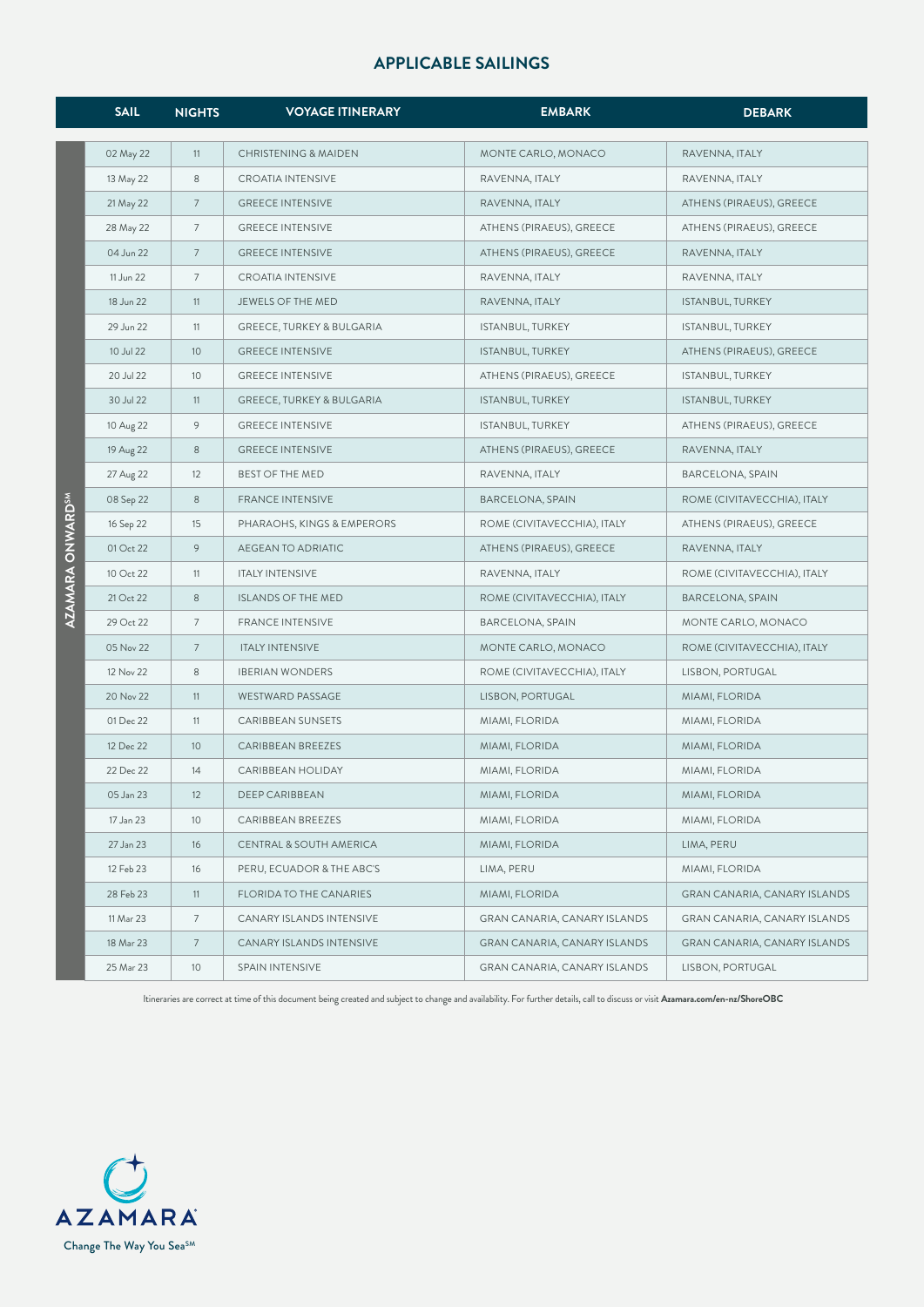## APPLICABLE SAILINGS

| | SAIL | NIGHTS | VOYAGE ITINERARY | EMBARK | DEBARK |
|---|---|---|---|---|---|
| AZAMARA ONWARD℠ | 02 May 22 | 11 | CHRISTENING & MAIDEN | MONTE CARLO, MONACO | RAVENNA, ITALY |
| | 13 May 22 | 8 | CROATIA INTENSIVE | RAVENNA, ITALY | RAVENNA, ITALY |
| | 21 May 22 | 7 | GREECE INTENSIVE | RAVENNA, ITALY | ATHENS (PIRAEUS), GREECE |
| | 28 May 22 | 7 | GREECE INTENSIVE | ATHENS (PIRAEUS), GREECE | ATHENS (PIRAEUS), GREECE |
| | 04 Jun 22 | 7 | GREECE INTENSIVE | ATHENS (PIRAEUS), GREECE | RAVENNA, ITALY |
| | 11 Jun 22 | 7 | CROATIA INTENSIVE | RAVENNA, ITALY | RAVENNA, ITALY |
| | 18 Jun 22 | 11 | JEWELS OF THE MED | RAVENNA, ITALY | ISTANBUL, TURKEY |
| | 29 Jun 22 | 11 | GREECE, TURKEY & BULGARIA | ISTANBUL, TURKEY | ISTANBUL, TURKEY |
| | 10 Jul 22 | 10 | GREECE INTENSIVE | ISTANBUL, TURKEY | ATHENS (PIRAEUS), GREECE |
| | 20 Jul 22 | 10 | GREECE INTENSIVE | ATHENS (PIRAEUS), GREECE | ISTANBUL, TURKEY |
| | 30 Jul 22 | 11 | GREECE, TURKEY & BULGARIA | ISTANBUL, TURKEY | ISTANBUL, TURKEY |
| | 10 Aug 22 | 9 | GREECE INTENSIVE | ISTANBUL, TURKEY | ATHENS (PIRAEUS), GREECE |
| | 19 Aug 22 | 8 | GREECE INTENSIVE | ATHENS (PIRAEUS), GREECE | RAVENNA, ITALY |
| | 27 Aug 22 | 12 | BEST OF THE MED | RAVENNA, ITALY | BARCELONA, SPAIN |
| | 08 Sep 22 | 8 | FRANCE INTENSIVE | BARCELONA, SPAIN | ROME (CIVITAVECCHIA), ITALY |
| | 16 Sep 22 | 15 | PHARAOHS, KINGS & EMPERORS | ROME (CIVITAVECCHIA), ITALY | ATHENS (PIRAEUS), GREECE |
| | 01 Oct 22 | 9 | AEGEAN TO ADRIATIC | ATHENS (PIRAEUS), GREECE | RAVENNA, ITALY |
| | 10 Oct 22 | 11 | ITALY INTENSIVE | RAVENNA, ITALY | ROME (CIVITAVECCHIA), ITALY |
| | 21 Oct 22 | 8 | ISLANDS OF THE MED | ROME (CIVITAVECCHIA), ITALY | BARCELONA, SPAIN |
| | 29 Oct 22 | 7 | FRANCE INTENSIVE | BARCELONA, SPAIN | MONTE CARLO, MONACO |
| | 05 Nov 22 | 7 | ITALY INTENSIVE | MONTE CARLO, MONACO | ROME (CIVITAVECCHIA), ITALY |
| | 12 Nov 22 | 8 | IBERIAN WONDERS | ROME (CIVITAVECCHIA), ITALY | LISBON, PORTUGAL |
| | 20 Nov 22 | 11 | WESTWARD PASSAGE | LISBON, PORTUGAL | MIAMI, FLORIDA |
| | 01 Dec 22 | 11 | CARIBBEAN SUNSETS | MIAMI, FLORIDA | MIAMI, FLORIDA |
| | 12 Dec 22 | 10 | CARIBBEAN BREEZES | MIAMI, FLORIDA | MIAMI, FLORIDA |
| | 22 Dec 22 | 14 | CARIBBEAN HOLIDAY | MIAMI, FLORIDA | MIAMI, FLORIDA |
| | 05 Jan 23 | 12 | DEEP CARIBBEAN | MIAMI, FLORIDA | MIAMI, FLORIDA |
| | 17 Jan 23 | 10 | CARIBBEAN BREEZES | MIAMI, FLORIDA | MIAMI, FLORIDA |
| | 27 Jan 23 | 16 | CENTRAL & SOUTH AMERICA | MIAMI, FLORIDA | LIMA, PERU |
| | 12 Feb 23 | 16 | PERU, ECUADOR & THE ABC'S | LIMA, PERU | MIAMI, FLORIDA |
| | 28 Feb 23 | 11 | FLORIDA TO THE CANARIES | MIAMI, FLORIDA | GRAN CANARIA, CANARY ISLANDS |
| | 11 Mar 23 | 7 | CANARY ISLANDS INTENSIVE | GRAN CANARIA, CANARY ISLANDS | GRAN CANARIA, CANARY ISLANDS |
| | 18 Mar 23 | 7 | CANARY ISLANDS INTENSIVE | GRAN CANARIA, CANARY ISLANDS | GRAN CANARIA, CANARY ISLANDS |
| | 25 Mar 23 | 10 | SPAIN INTENSIVE | GRAN CANARIA, CANARY ISLANDS | LISBON, PORTUGAL |

Itineraries are correct at time of this document being created and subject to change and availability. For further details, call to discuss or visit **Azamara.com/en-nz/ShoreOBC**

AZAMARA

Change The Way You Sea℠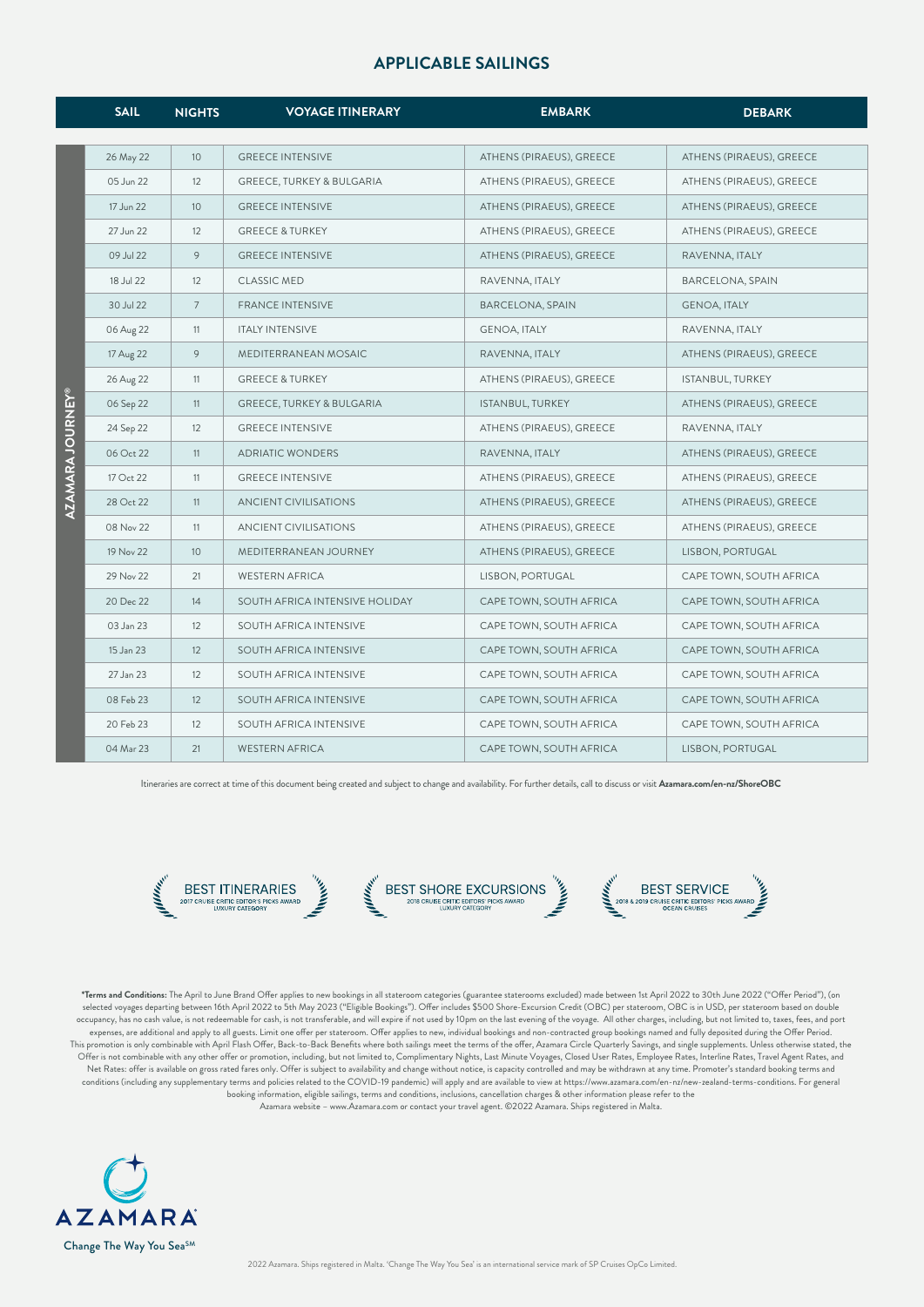## APPLICABLE SAILINGS

| | SAIL | NIGHTS | VOYAGE ITINERARY | EMBARK | DEBARK |
|---|---|---|---|---|---|
| AZAMARA JOURNEY® | 26 May 22 | 10 | GREECE INTENSIVE | ATHENS (PIRAEUS), GREECE | ATHENS (PIRAEUS), GREECE |
| | 05 Jun 22 | 12 | GREECE, TURKEY & BULGARIA | ATHENS (PIRAEUS), GREECE | ATHENS (PIRAEUS), GREECE |
| | 17 Jun 22 | 10 | GREECE INTENSIVE | ATHENS (PIRAEUS), GREECE | ATHENS (PIRAEUS), GREECE |
| | 27 Jun 22 | 12 | GREECE & TURKEY | ATHENS (PIRAEUS), GREECE | ATHENS (PIRAEUS), GREECE |
| | 09 Jul 22 | 9 | GREECE INTENSIVE | ATHENS (PIRAEUS), GREECE | RAVENNA, ITALY |
| | 18 Jul 22 | 12 | CLASSIC MED | RAVENNA, ITALY | BARCELONA, SPAIN |
| | 30 Jul 22 | 7 | FRANCE INTENSIVE | BARCELONA, SPAIN | GENOA, ITALY |
| | 06 Aug 22 | 11 | ITALY INTENSIVE | GENOA, ITALY | RAVENNA, ITALY |
| | 17 Aug 22 | 9 | MEDITERRANEAN MOSAIC | RAVENNA, ITALY | ATHENS (PIRAEUS), GREECE |
| | 26 Aug 22 | 11 | GREECE & TURKEY | ATHENS (PIRAEUS), GREECE | ISTANBUL, TURKEY |
| | 06 Sep 22 | 11 | GREECE, TURKEY & BULGARIA | ISTANBUL, TURKEY | ATHENS (PIRAEUS), GREECE |
| | 24 Sep 22 | 12 | GREECE INTENSIVE | ATHENS (PIRAEUS), GREECE | RAVENNA, ITALY |
| | 06 Oct 22 | 11 | ADRIATIC WONDERS | RAVENNA, ITALY | ATHENS (PIRAEUS), GREECE |
| | 17 Oct 22 | 11 | GREECE INTENSIVE | ATHENS (PIRAEUS), GREECE | ATHENS (PIRAEUS), GREECE |
| | 28 Oct 22 | 11 | ANCIENT CIVILISATIONS | ATHENS (PIRAEUS), GREECE | ATHENS (PIRAEUS), GREECE |
| | 08 Nov 22 | 11 | ANCIENT CIVILISATIONS | ATHENS (PIRAEUS), GREECE | ATHENS (PIRAEUS), GREECE |
| | 19 Nov 22 | 10 | MEDITERRANEAN JOURNEY | ATHENS (PIRAEUS), GREECE | LISBON, PORTUGAL |
| | 29 Nov 22 | 21 | WESTERN AFRICA | LISBON, PORTUGAL | CAPE TOWN, SOUTH AFRICA |
| | 20 Dec 22 | 14 | SOUTH AFRICA INTENSIVE HOLIDAY | CAPE TOWN, SOUTH AFRICA | CAPE TOWN, SOUTH AFRICA |
| | 03 Jan 23 | 12 | SOUTH AFRICA INTENSIVE | CAPE TOWN, SOUTH AFRICA | CAPE TOWN, SOUTH AFRICA |
| | 15 Jan 23 | 12 | SOUTH AFRICA INTENSIVE | CAPE TOWN, SOUTH AFRICA | CAPE TOWN, SOUTH AFRICA |
| | 27 Jan 23 | 12 | SOUTH AFRICA INTENSIVE | CAPE TOWN, SOUTH AFRICA | CAPE TOWN, SOUTH AFRICA |
| | 08 Feb 23 | 12 | SOUTH AFRICA INTENSIVE | CAPE TOWN, SOUTH AFRICA | CAPE TOWN, SOUTH AFRICA |
| | 20 Feb 23 | 12 | SOUTH AFRICA INTENSIVE | CAPE TOWN, SOUTH AFRICA | CAPE TOWN, SOUTH AFRICA |
| | 04 Mar 23 | 21 | WESTERN AFRICA | CAPE TOWN, SOUTH AFRICA | LISBON, PORTUGAL |

Itineraries are correct at time of this document being created and subject to change and availability. For further details, call to discuss or visit **Azamara.com/en-nz/ShoreOBC**

BEST ITINERARIES
2017 CRUISE CRITIC EDITOR'S PICKS AWARD
LUXURY CATEGORY

BEST SHORE EXCURSIONS
2018 CRUISE CRITIC EDITORS' PICKS AWARD
LUXURY CATEGORY

BEST SERVICE
2018 & 2019 CRUISE CRITIC EDITORS' PICKS AWARD
OCEAN CRUISES

**\*Terms and Conditions:** The April to June Brand Offer applies to new bookings in all stateroom categories (guarantee staterooms excluded) made between 1st April 2022 to 30th June 2022 ("Offer Period"), (on selected voyages departing between 16th April 2022 to 5th May 2023 ("Eligible Bookings"). Offer includes $500 Shore-Excursion Credit (OBC) per stateroom, OBC is in USD, per stateroom based on double occupancy, has no cash value, is not redeemable for cash, is not transferable, and will expire if not used by 10pm on the last evening of the voyage. All other charges, including, but not limited to, taxes, fees, and port expenses, are additional and apply to all guests. Limit one offer per stateroom. Offer applies to new, individual bookings and non-contracted group bookings named and fully deposited during the Offer Period. This promotion is only combinable with April Flash Offer, Back-to-Back Benefits where both sailings meet the terms of the offer, Azamara Circle Quarterly Savings, and single supplements. Unless otherwise stated, the Offer is not combinable with any other offer or promotion, including, but not limited to, Complimentary Nights, Last Minute Voyages, Closed User Rates, Employee Rates, Interline Rates, Travel Agent Rates, and Net Rates: offer is available on gross rated fares only. Offer is subject to availability and change without notice, is capacity controlled and may be withdrawn at any time. Promoter's standard booking terms and conditions (including any supplementary terms and policies related to the COVID-19 pandemic) will apply and are available to view at https://www.azamara.com/en-nz/new-zealand-terms-conditions. For general booking information, eligible sailings, terms and conditions, inclusions, cancellation charges & other information please refer to the Azamara website – www.Azamara.com or contact your travel agent. ©2022 Azamara. Ships registered in Malta.

AZAMARA
Change The Way You Sea[SM]

2022 Azamara. Ships registered in Malta. 'Change The Way You Sea' is an international service mark of SP Cruises OpCo Limited.